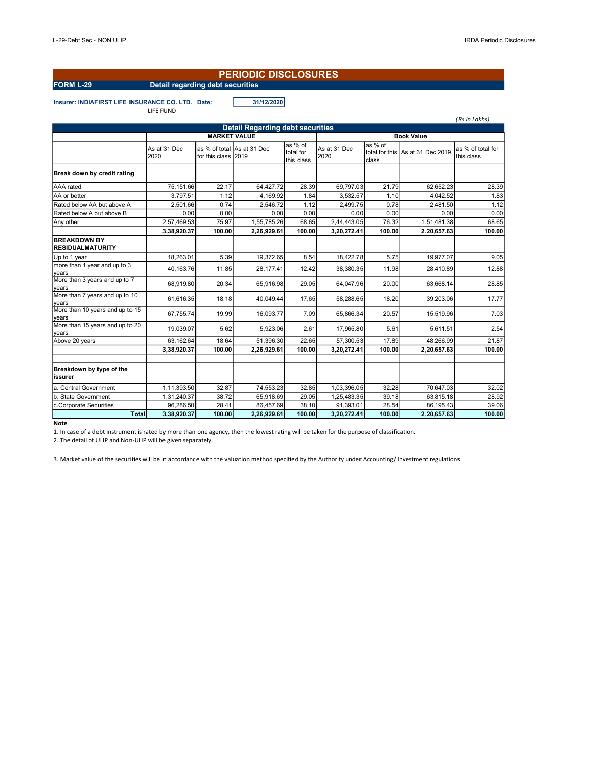# PERIODIC DISCLOSURES

**FORM L-29** **Detail regarding debt securities**

**Insurer: INDIAFIRST LIFE INSURANCE CO. LTD.** **Date:** **31/12/2020**

LIFE FUND

*(Rs in Lakhs)*

**Detail Regarding debt securities**

| | MARKET VALUE | | | | Book Value | | | |
|---|---|---|---|---|---|---|---|---|
| | As at 31 Dec 2020 | as % of total for this class | As at 31 Dec 2019 | as % of total for this class | As at 31 Dec 2020 | as % of total for this class | As at 31 Dec 2019 | as % of total for this class |
| **Break down by credit rating** | | | | | | | | |
| AAA rated | 75,151.66 | 22.17 | 64,427.72 | 28.39 | 69,797.03 | 21.79 | 62,652.23 | 28.39 |
| AA or better | 3,797.51 | 1.12 | 4,169.92 | 1.84 | 3,532.57 | 1.10 | 4,042.52 | 1.83 |
| Rated below AA but above A | 2,501.66 | 0.74 | 2,546.72 | 1.12 | 2,499.75 | 0.78 | 2,481.50 | 1.12 |
| Rated below A but above B | 0.00 | 0.00 | 0.00 | 0.00 | 0.00 | 0.00 | 0.00 | 0.00 |
| Any other | 2,57,469.53 | 75.97 | 1,55,785.26 | 68.65 | 2,44,443.05 | 76.32 | 1,51,481.38 | 68.65 |
| | **3,38,920.37** | **100.00** | **2,26,929.61** | **100.00** | **3,20,272.41** | **100.00** | **2,20,657.63** | **100.00** |
| **BREAKDOWN BY RESIDUALMATURITY** | | | | | | | | |
| Up to 1 year | 18,263.01 | 5.39 | 19,372.65 | 8.54 | 18,422.78 | 5.75 | 19,977.07 | 9.05 |
| more than 1 year and up to 3 years | 40,163.76 | 11.85 | 28,177.41 | 12.42 | 38,380.35 | 11.98 | 28,410.89 | 12.88 |
| More than 3 years and up to 7 years | 68,919.80 | 20.34 | 65,916.98 | 29.05 | 64,047.96 | 20.00 | 63,668.14 | 28.85 |
| More than 7 years and up to 10 years | 61,616.35 | 18.18 | 40,049.44 | 17.65 | 58,288.65 | 18.20 | 39,203.06 | 17.77 |
| More than 10 years and up to 15 years | 67,755.74 | 19.99 | 16,093.77 | 7.09 | 65,866.34 | 20.57 | 15,519.96 | 7.03 |
| More than 15 years and up to 20 years | 19,039.07 | 5.62 | 5,923.06 | 2.61 | 17,965.80 | 5.61 | 5,611.51 | 2.54 |
| Above 20 years | 63,162.64 | 18.64 | 51,396.30 | 22.65 | 57,300.53 | 17.89 | 48,266.99 | 21.87 |
| | **3,38,920.37** | **100.00** | **2,26,929.61** | **100.00** | **3,20,272.41** | **100.00** | **2,20,657.63** | **100.00** |
| **Breakdown by type of the issurer** | | | | | | | | |
| a. Central Government | 1,11,393.50 | 32.87 | 74,553.23 | 32.85 | 1,03,396.05 | 32.28 | 70,647.03 | 32.02 |
| b. State Government | 1,31,240.37 | 38.72 | 65,918.69 | 29.05 | 1,25,483.35 | 39.18 | 63,815.18 | 28.92 |
| c.Corporate Securities | 96,286.50 | 28.41 | 86,457.69 | 38.10 | 91,393.01 | 28.54 | 86,195.43 | 39.06 |
| **Total** | **3,38,920.37** | **100.00** | **2,26,929.61** | **100.00** | **3,20,272.41** | **100.00** | **2,20,657.63** | **100.00** |

**Note**

1. In case of a debt instrument is rated by more than one agency, then the lowest rating will be taken for the purpose of classification.
2. The detail of ULIP and Non-ULIP will be given separately.
3. Market value of the securities will be in accordance with the valuation method specified by the Authority under Accounting/ Investment regulations.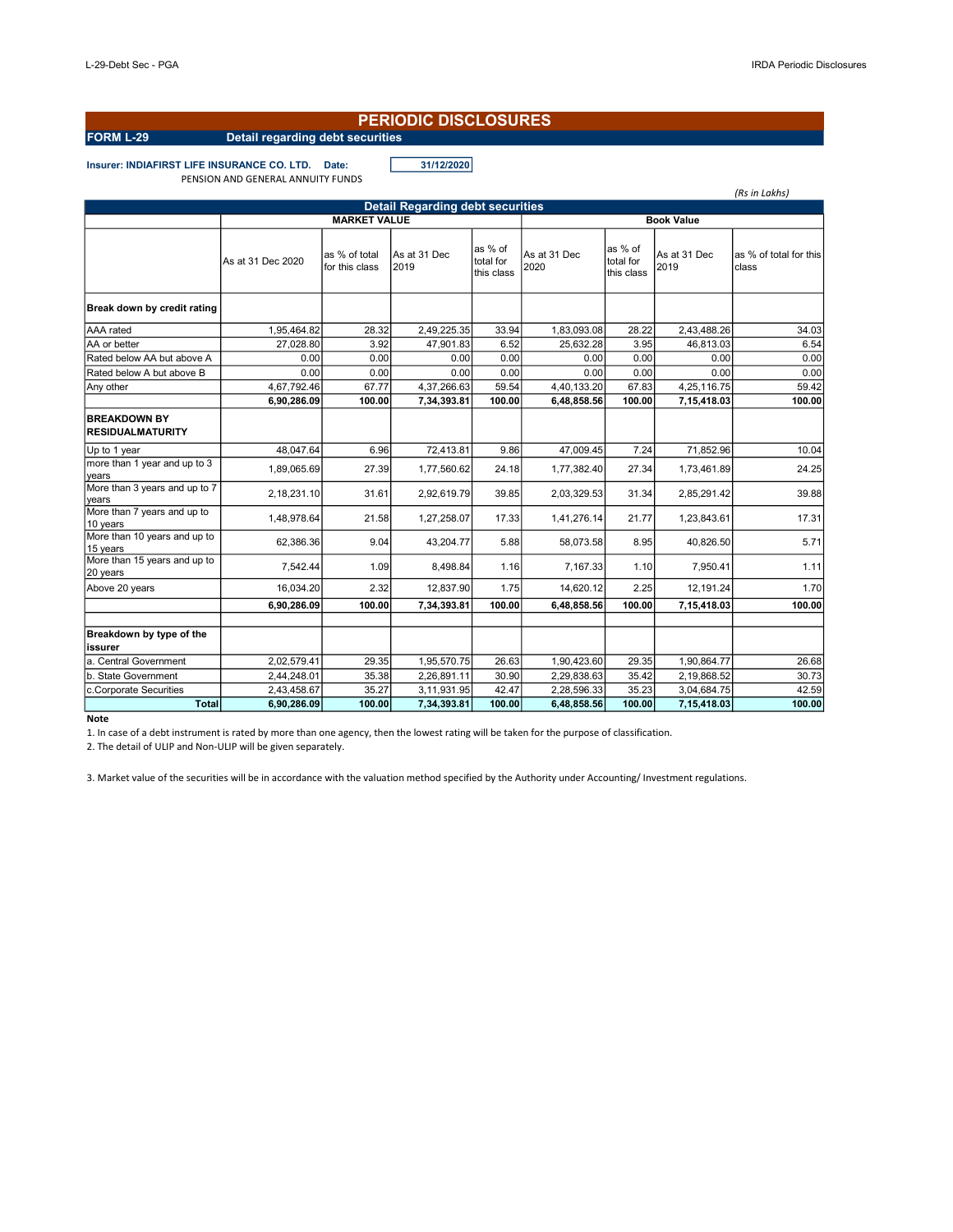# PERIODIC DISCLOSURES

**FORM L-29** **Detail regarding debt securities**

**Insurer: INDIAFIRST LIFE INSURANCE CO. LTD.** **Date:** **31/12/2020**

PENSION AND GENERAL ANNUITY FUNDS

*(Rs in Lakhs)*

| Detail Regarding debt securities | | | | | | | | |
|---|---|---|---|---|---|---|---|---|
| | MARKET VALUE | | | | Book Value | | | |
| | As at 31 Dec 2020 | as % of total for this class | As at 31 Dec 2019 | as % of total for this class | As at 31 Dec 2020 | as % of total for this class | As at 31 Dec 2019 | as % of total for this class |
| **Break down by credit rating** | | | | | | | | |
| AAA rated | 1,95,464.82 | 28.32 | 2,49,225.35 | 33.94 | 1,83,093.08 | 28.22 | 2,43,488.26 | 34.03 |
| AA or better | 27,028.80 | 3.92 | 47,901.83 | 6.52 | 25,632.28 | 3.95 | 46,813.03 | 6.54 |
| Rated below AA but above A | 0.00 | 0.00 | 0.00 | 0.00 | 0.00 | 0.00 | 0.00 | 0.00 |
| Rated below A but above B | 0.00 | 0.00 | 0.00 | 0.00 | 0.00 | 0.00 | 0.00 | 0.00 |
| Any other | 4,67,792.46 | 67.77 | 4,37,266.63 | 59.54 | 4,40,133.20 | 67.83 | 4,25,116.75 | 59.42 |
| | **6,90,286.09** | **100.00** | **7,34,393.81** | **100.00** | **6,48,858.56** | **100.00** | **7,15,418.03** | **100.00** |
| **BREAKDOWN BY RESIDUALMATURITY** | | | | | | | | |
| Up to 1 year | 48,047.64 | 6.96 | 72,413.81 | 9.86 | 47,009.45 | 7.24 | 71,852.96 | 10.04 |
| more than 1 year and up to 3 years | 1,89,065.69 | 27.39 | 1,77,560.62 | 24.18 | 1,77,382.40 | 27.34 | 1,73,461.89 | 24.25 |
| More than 3 years and up to 7 years | 2,18,231.10 | 31.61 | 2,92,619.79 | 39.85 | 2,03,329.53 | 31.34 | 2,85,291.42 | 39.88 |
| More than 7 years and up to 10 years | 1,48,978.64 | 21.58 | 1,27,258.07 | 17.33 | 1,41,276.14 | 21.77 | 1,23,843.61 | 17.31 |
| More than 10 years and up to 15 years | 62,386.36 | 9.04 | 43,204.77 | 5.88 | 58,073.58 | 8.95 | 40,826.50 | 5.71 |
| More than 15 years and up to 20 years | 7,542.44 | 1.09 | 8,498.84 | 1.16 | 7,167.33 | 1.10 | 7,950.41 | 1.11 |
| Above 20 years | 16,034.20 | 2.32 | 12,837.90 | 1.75 | 14,620.12 | 2.25 | 12,191.24 | 1.70 |
| | **6,90,286.09** | **100.00** | **7,34,393.81** | **100.00** | **6,48,858.56** | **100.00** | **7,15,418.03** | **100.00** |
| | | | | | | | | |
| **Breakdown by type of the issurer** | | | | | | | | |
| a. Central Government | 2,02,579.41 | 29.35 | 1,95,570.75 | 26.63 | 1,90,423.60 | 29.35 | 1,90,864.77 | 26.68 |
| b. State Government | 2,44,248.01 | 35.38 | 2,26,891.11 | 30.90 | 2,29,838.63 | 35.42 | 2,19,868.52 | 30.73 |
| c.Corporate Securities | 2,43,458.67 | 35.27 | 3,11,931.95 | 42.47 | 2,28,596.33 | 35.23 | 3,04,684.75 | 42.59 |
| **Total** | **6,90,286.09** | **100.00** | **7,34,393.81** | **100.00** | **6,48,858.56** | **100.00** | **7,15,418.03** | **100.00** |

**Note**

1. In case of a debt instrument is rated by more than one agency, then the lowest rating will be taken for the purpose of classification.
2. The detail of ULIP and Non-ULIP will be given separately.
3. Market value of the securities will be in accordance with the valuation method specified by the Authority under Accounting/ Investment regulations.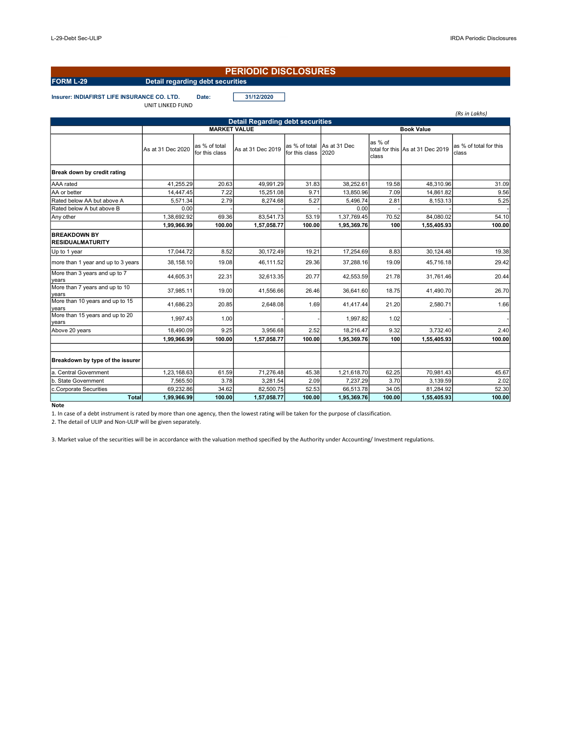# PERIODIC DISCLOSURES

**FORM L-29** **Detail regarding debt securities**

**Insurer: INDIAFIRST LIFE INSURANCE CO. LTD.** **Date:** **31/12/2020**

UNIT LINKED FUND

*(Rs in Lakhs)*

**Detail Regarding debt securities**

| | MARKET VALUE | | | | Book Value | | | |
|---|---|---|---|---|---|---|---|---|
| | As at 31 Dec 2020 | as % of total for this class | As at 31 Dec 2019 | as % of total for this class | As at 31 Dec 2020 | as % of total for this class | As at 31 Dec 2019 | as % of total for this class |
| **Break down by credit rating** | | | | | | | | |
| AAA rated | 41,255.29 | 20.63 | 49,991.29 | 31.83 | 38,252.61 | 19.58 | 48,310.96 | 31.09 |
| AA or better | 14,447.45 | 7.22 | 15,251.08 | 9.71 | 13,850.96 | 7.09 | 14,861.82 | 9.56 |
| Rated below AA but above A | 5,571.34 | 2.79 | 8,274.68 | 5.27 | 5,496.74 | 2.81 | 8,153.13 | 5.25 |
| Rated below A but above B | 0.00 | - | - | - | 0.00 | - | - | - |
| Any other | 1,38,692.92 | 69.36 | 83,541.73 | 53.19 | 1,37,769.45 | 70.52 | 84,080.02 | 54.10 |
| | **1,99,966.99** | **100.00** | **1,57,058.77** | **100.00** | **1,95,369.76** | **100** | **1,55,405.93** | **100.00** |
| **BREAKDOWN BY RESIDUALMATURITY** | | | | | | | | |
| Up to 1 year | 17,044.72 | 8.52 | 30,172.49 | 19.21 | 17,254.69 | 8.83 | 30,124.48 | 19.38 |
| more than 1 year and up to 3 years | 38,158.10 | 19.08 | 46,111.52 | 29.36 | 37,288.16 | 19.09 | 45,716.18 | 29.42 |
| More than 3 years and up to 7 years | 44,605.31 | 22.31 | 32,613.35 | 20.77 | 42,553.59 | 21.78 | 31,761.46 | 20.44 |
| More than 7 years and up to 10 years | 37,985.11 | 19.00 | 41,556.66 | 26.46 | 36,641.60 | 18.75 | 41,490.70 | 26.70 |
| More than 10 years and up to 15 years | 41,686.23 | 20.85 | 2,648.08 | 1.69 | 41,417.44 | 21.20 | 2,580.71 | 1.66 |
| More than 15 years and up to 20 years | 1,997.43 | 1.00 | - | - | 1,997.82 | 1.02 | - | - |
| Above 20 years | 18,490.09 | 9.25 | 3,956.68 | 2.52 | 18,216.47 | 9.32 | 3,732.40 | 2.40 |
| | **1,99,966.99** | **100.00** | **1,57,058.77** | **100.00** | **1,95,369.76** | **100** | **1,55,405.93** | **100.00** |
| | | | | | | | | |
| **Breakdown by type of the issurer** | | | | | | | | |
| a. Central Government | 1,23,168.63 | 61.59 | 71,276.48 | 45.38 | 1,21,618.70 | 62.25 | 70,981.43 | 45.67 |
| b. State Government | 7,565.50 | 3.78 | 3,281.54 | 2.09 | 7,237.29 | 3.70 | 3,139.59 | 2.02 |
| c.Corporate Securities | 69,232.86 | 34.62 | 82,500.75 | 52.53 | 66,513.78 | 34.05 | 81,284.92 | 52.30 |
| **Total** | **1,99,966.99** | **100.00** | **1,57,058.77** | **100.00** | **1,95,369.76** | **100.00** | **1,55,405.93** | **100.00** |

**Note**

1. In case of a debt instrument is rated by more than one agency, then the lowest rating will be taken for the purpose of classification.
2. The detail of ULIP and Non-ULIP will be given separately.
3. Market value of the securities will be in accordance with the valuation method specified by the Authority under Accounting/ Investment regulations.